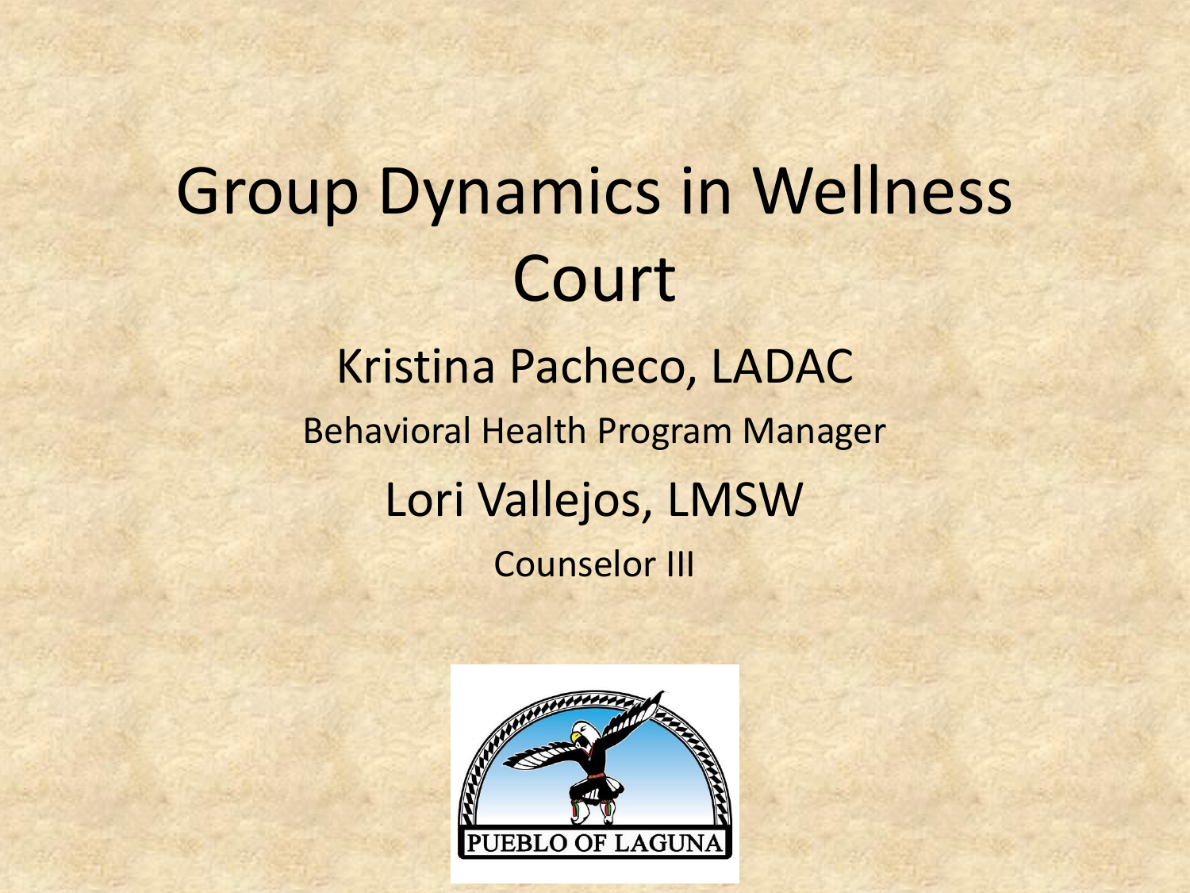# Group Dynamics in Wellness Court

Kristina Pacheco, LADAC

Behavioral Health Program Manager

Lori Vallejos, LMSW

Counselor III

PUEBLO OF LAGUNA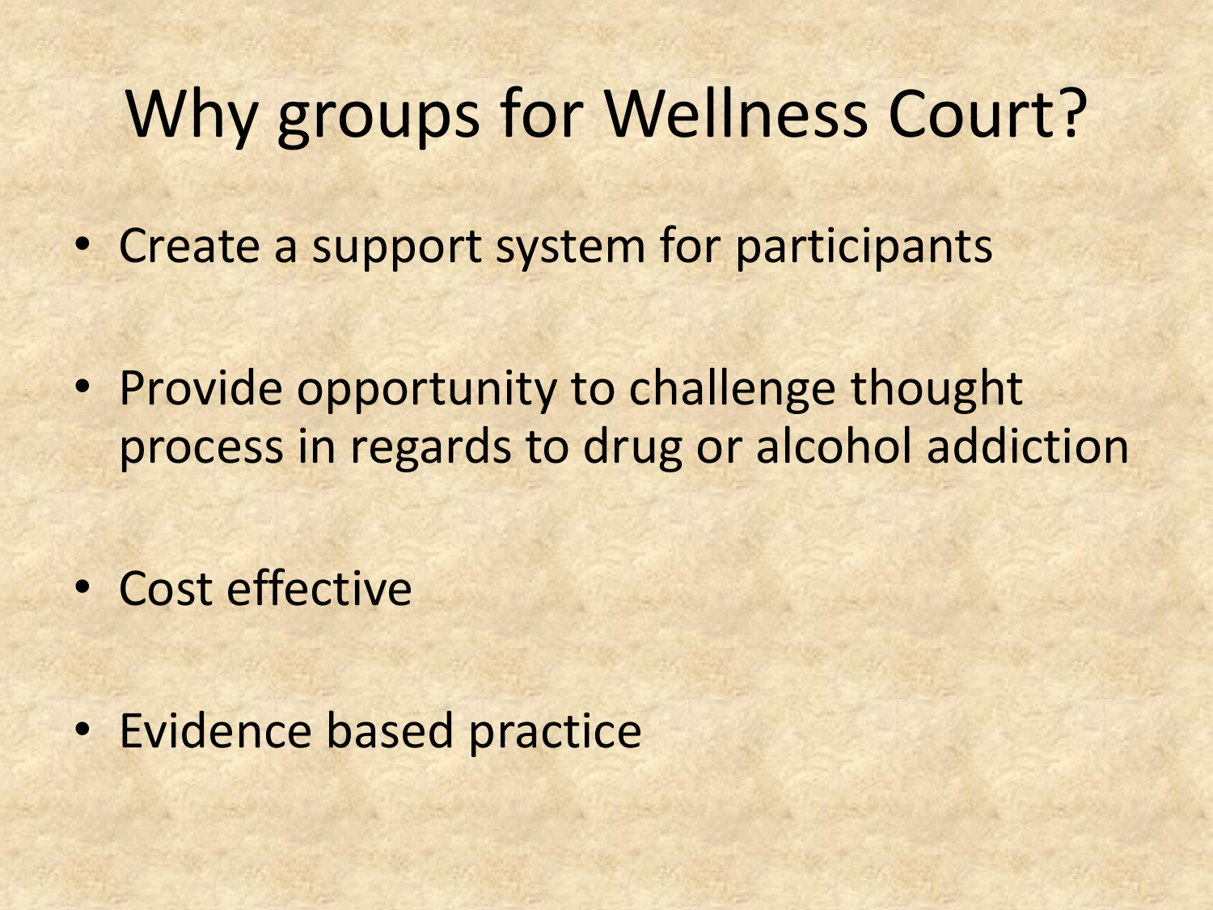# Why groups for Wellness Court?

- Create a support system for participants
- Provide opportunity to challenge thought process in regards to drug or alcohol addiction
- Cost effective
- Evidence based practice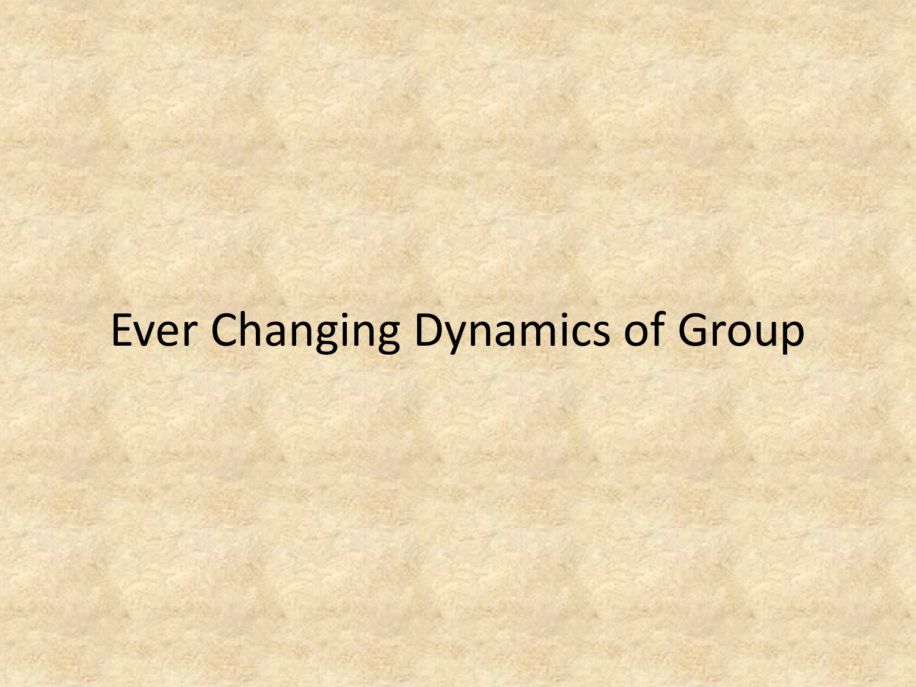# Ever Changing Dynamics of Group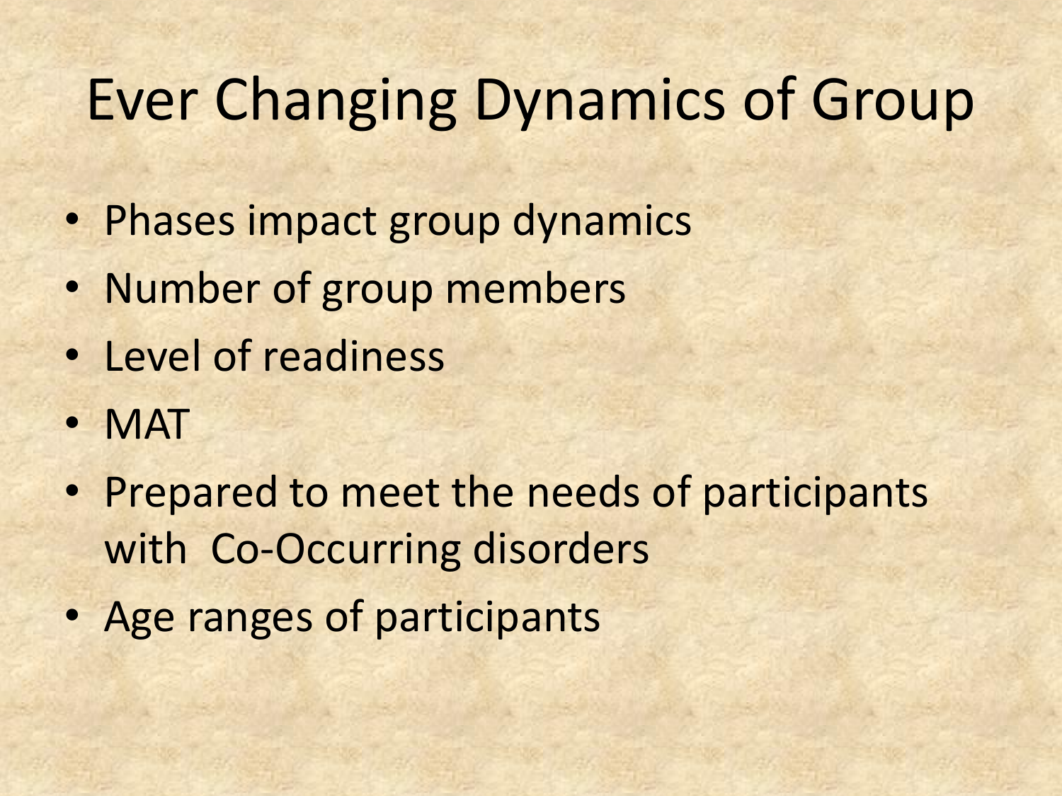# Ever Changing Dynamics of Group

- Phases impact group dynamics
- Number of group members
- Level of readiness
- MAT
- Prepared to meet the needs of participants with  Co-Occurring disorders
- Age ranges of participants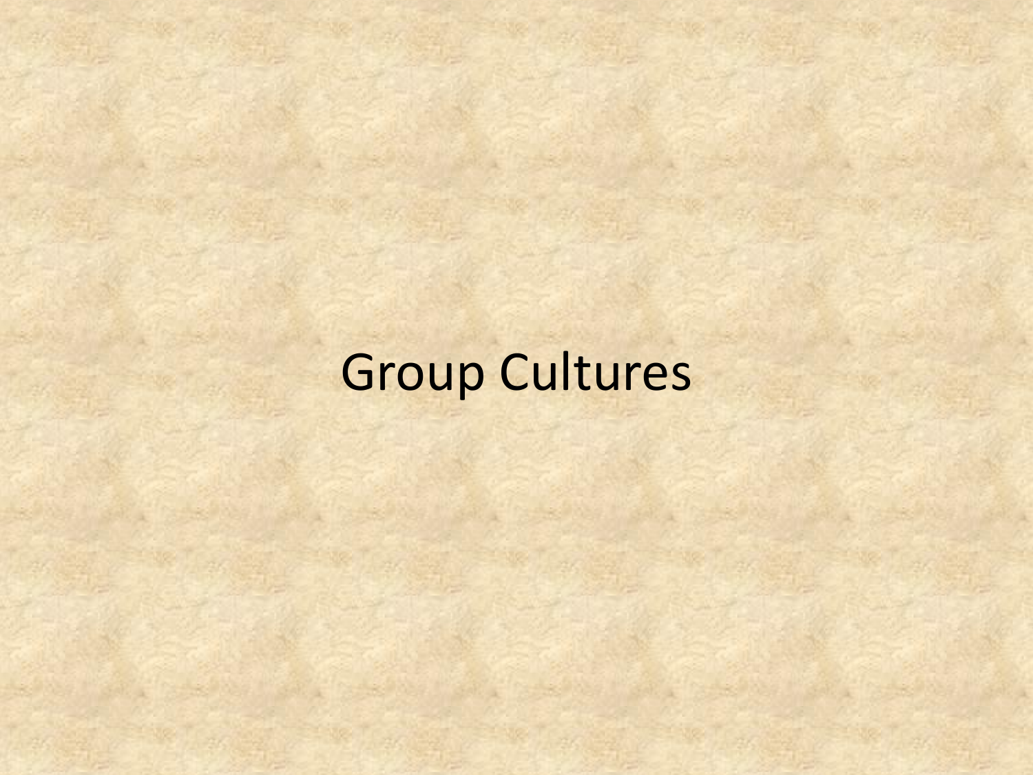# Group Cultures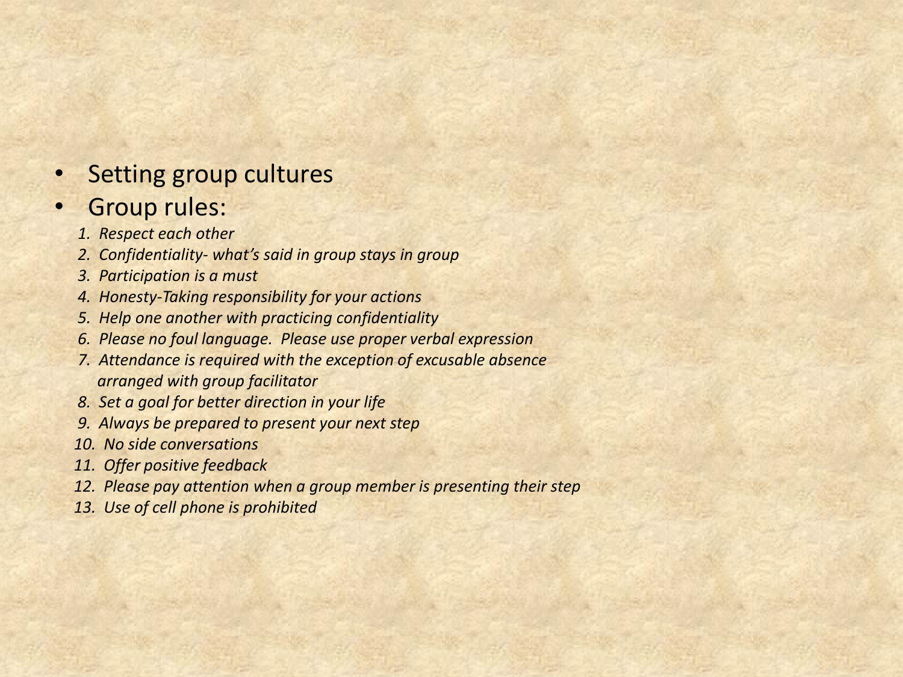- Setting group cultures
- Group rules:
  1. *Respect each other*
  2. *Confidentiality- what's said in group stays in group*
  3. *Participation is a must*
  4. *Honesty-Taking responsibility for your actions*
  5. *Help one another with practicing confidentiality*
  6. *Please no foul language.  Please use proper verbal expression*
  7. *Attendance is required with the exception of excusable absence arranged with group facilitator*
  8. *Set a goal for better direction in your life*
  9. *Always be prepared to present your next step*
  10. *No side conversations*
  11. *Offer positive feedback*
  12. *Please pay attention when a group member is presenting their step*
  13. *Use of cell phone is prohibited*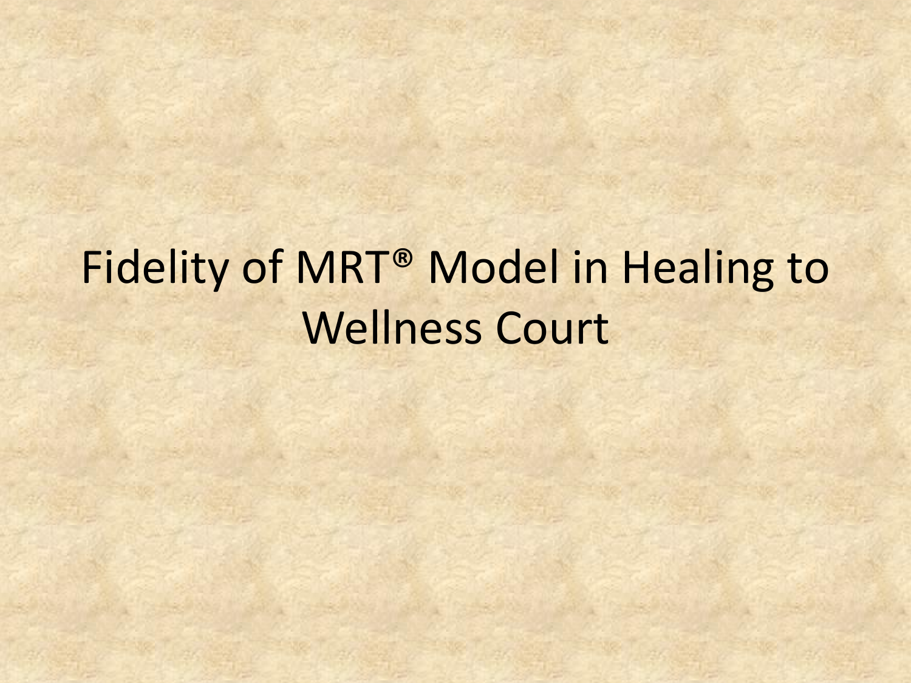# Fidelity of MRT® Model in Healing to Wellness Court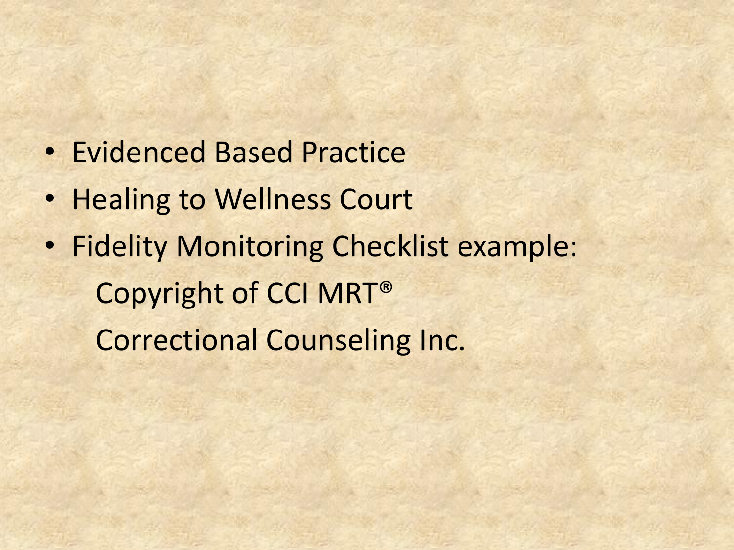- Evidenced Based Practice
- Healing to Wellness Court
- Fidelity Monitoring Checklist example:

  Copyright of CCI MRT®

  Correctional Counseling Inc.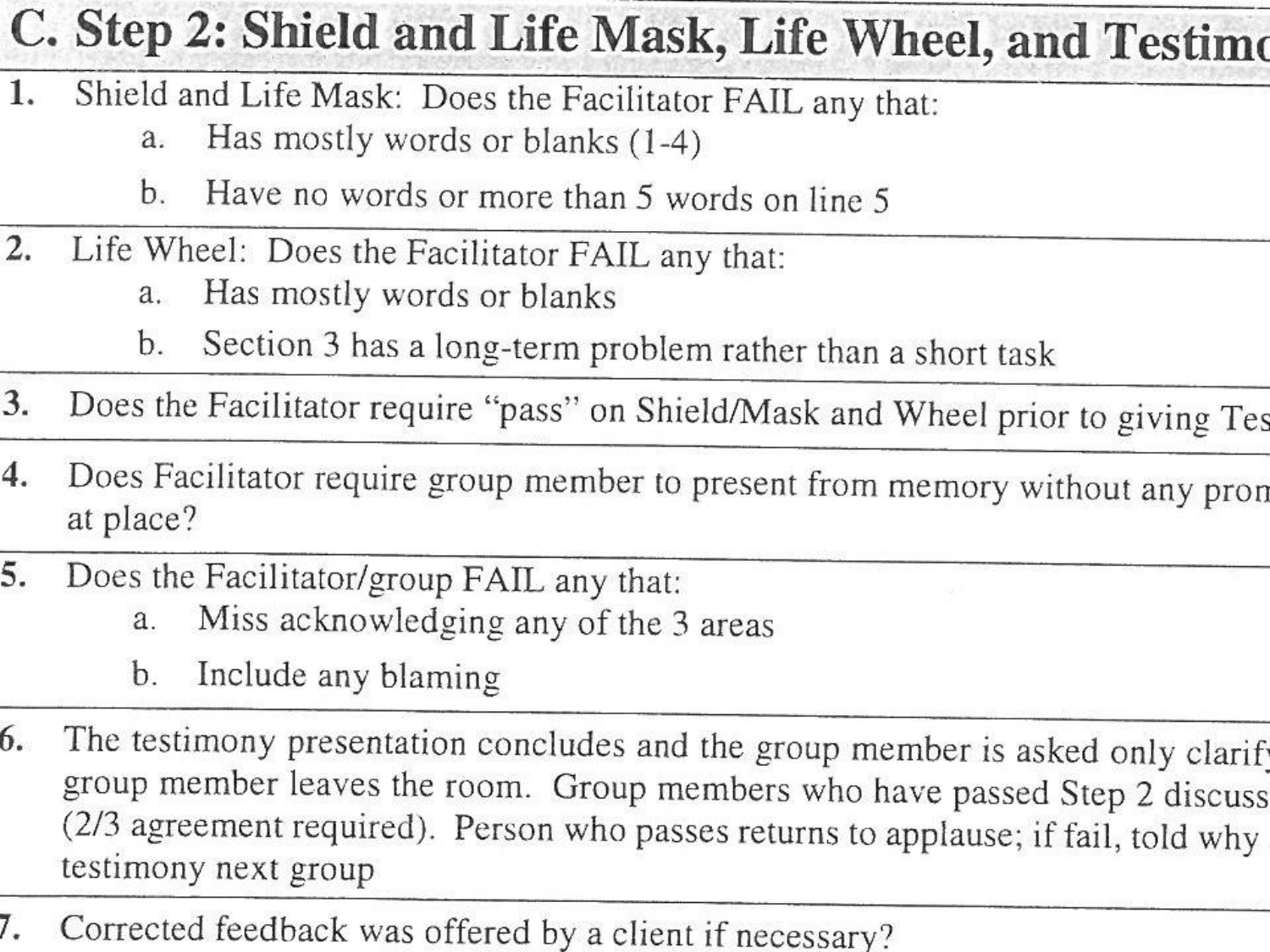## C. Step 2: Shield and Life Mask, Life Wheel, and Testimo

1. Shield and Life Mask: Does the Facilitator FAIL any that:
   a. Has mostly words or blanks (1-4)
   b. Have no words or more than 5 words on line 5
2. Life Wheel: Does the Facilitator FAIL any that:
   a. Has mostly words or blanks
   b. Section 3 has a long-term problem rather than a short task
3. Does the Facilitator require "pass" on Shield/Mask and Wheel prior to giving Tes
4. Does Facilitator require group member to present from memory without any prom at place?
5. Does the Facilitator/group FAIL any that:
   a. Miss acknowledging any of the 3 areas
   b. Include any blaming
6. The testimony presentation concludes and the group member is asked only clarify group member leaves the room. Group members who have passed Step 2 discuss (2/3 agreement required). Person who passes returns to applause; if fail, told why testimony next group
7. Corrected feedback was offered by a client if necessary?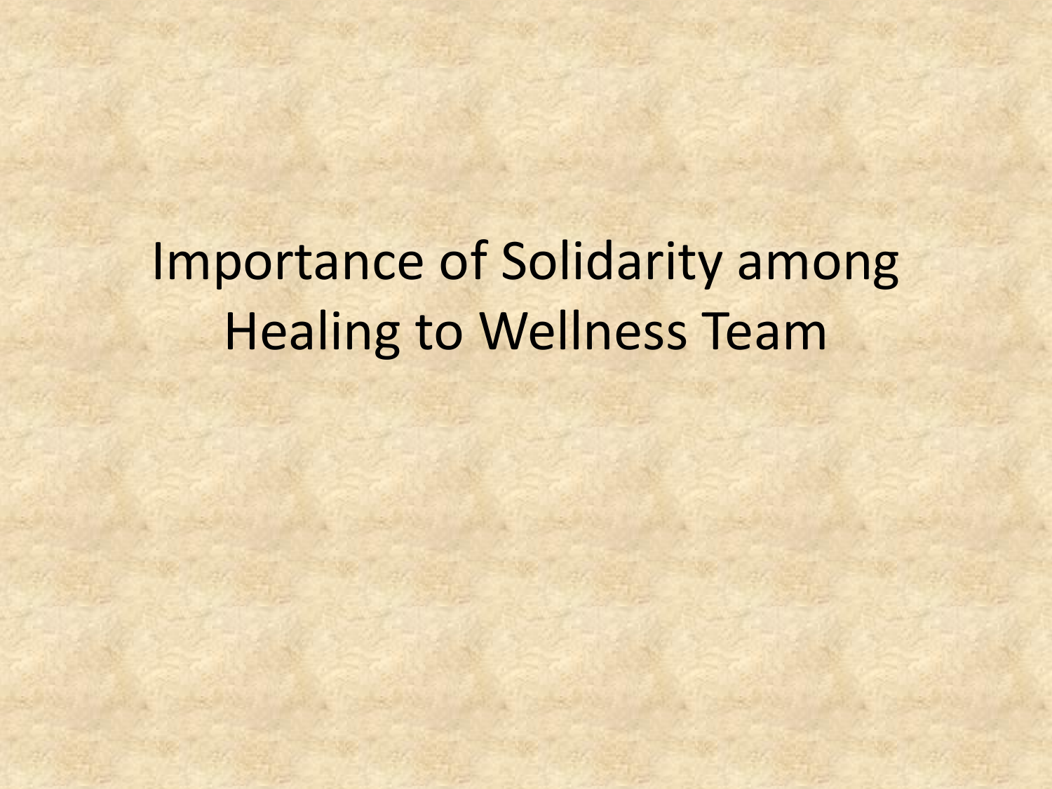# Importance of Solidarity among Healing to Wellness Team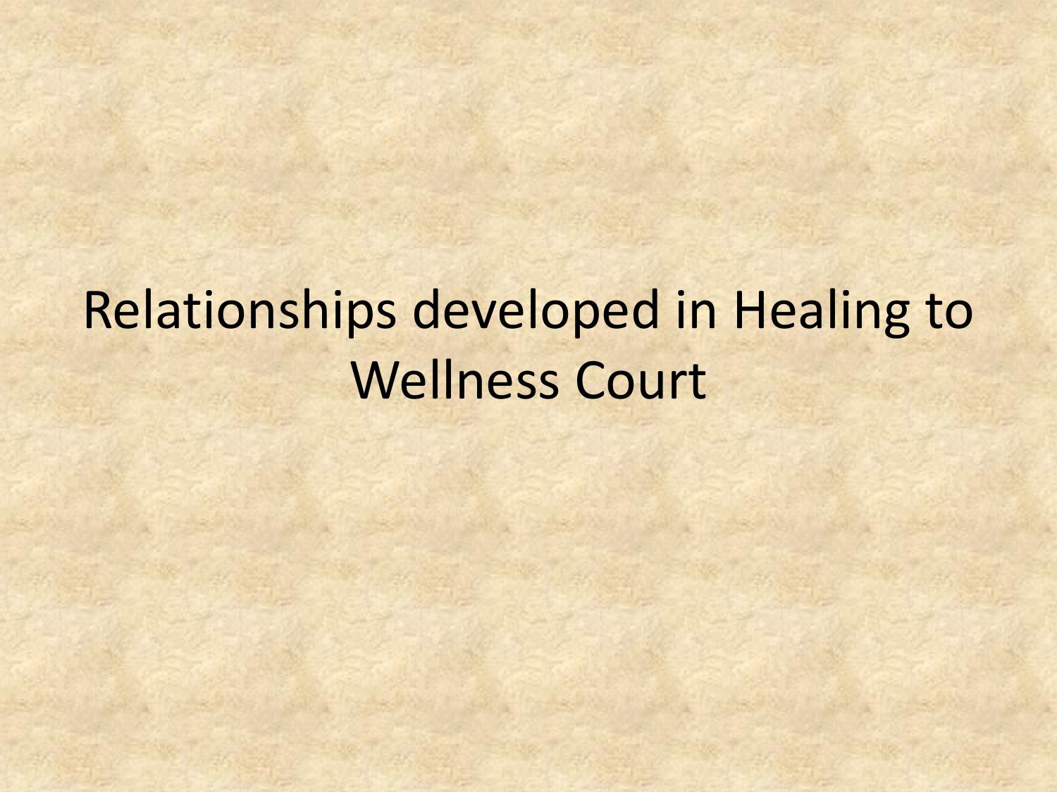# Relationships developed in Healing to Wellness Court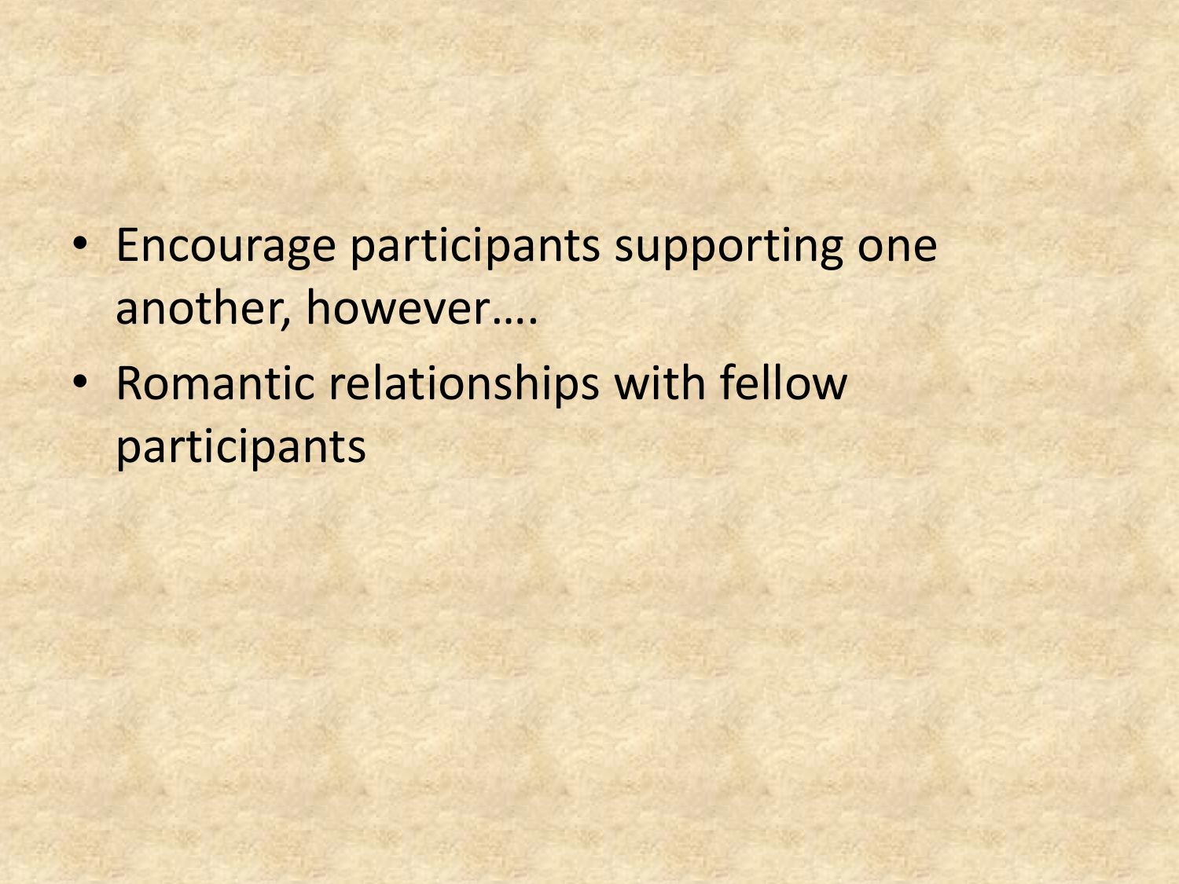- Encourage participants supporting one another, however….
- Romantic relationships with fellow participants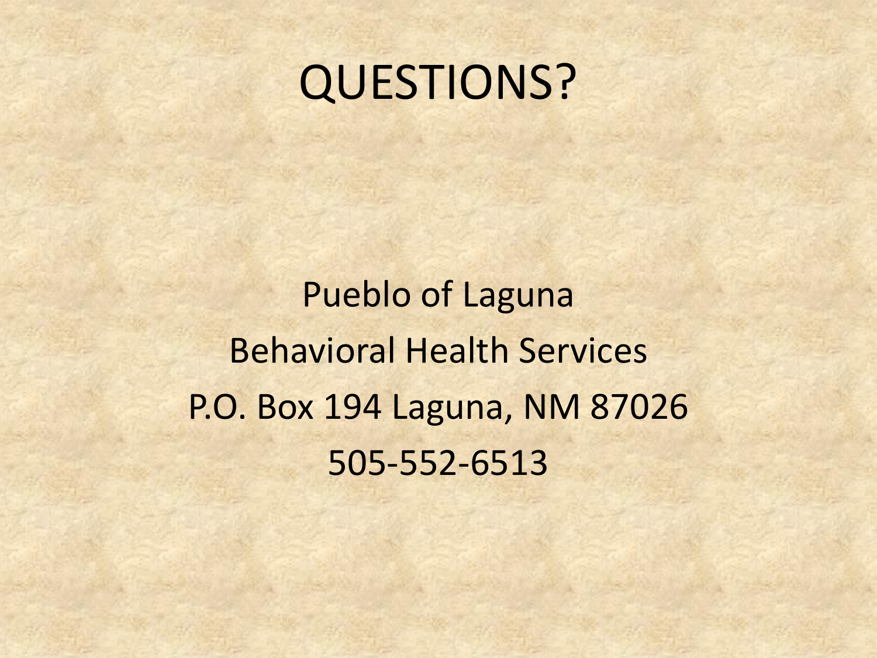# QUESTIONS?

Pueblo of Laguna

Behavioral Health Services

P.O. Box 194 Laguna, NM 87026

505-552-6513